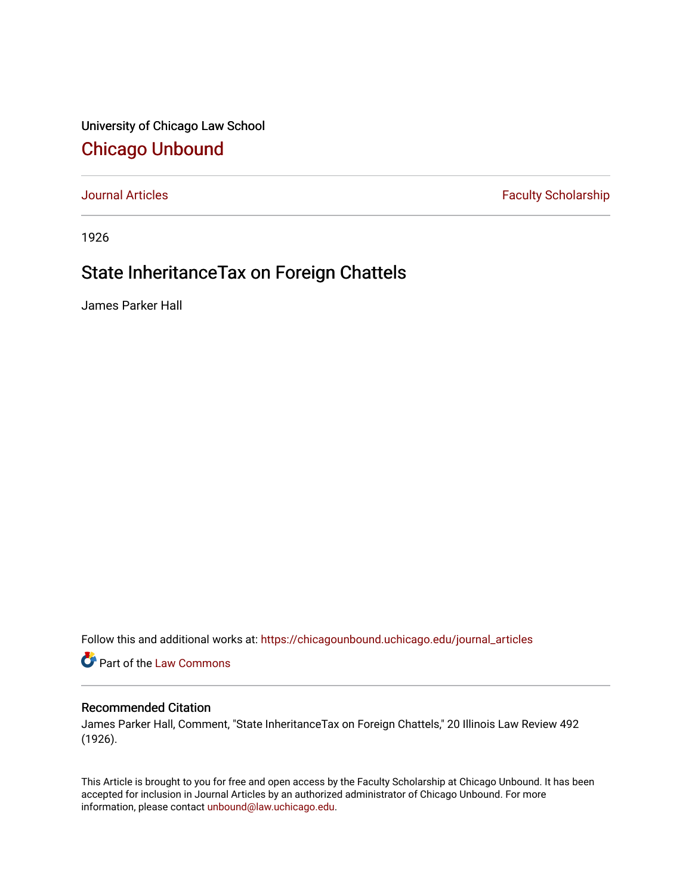University of Chicago Law School

# Chicago Unbound

Journal Articles | Faculty Scholarship

1926

## State InheritanceTax on Foreign Chattels

James Parker Hall

Follow this and additional works at: https://chicagounbound.uchicago.edu/journal_articles

Part of the Law Commons

### Recommended Citation

James Parker Hall, Comment, "State InheritanceTax on Foreign Chattels," 20 Illinois Law Review 492 (1926).

This Article is brought to you for free and open access by the Faculty Scholarship at Chicago Unbound. It has been accepted for inclusion in Journal Articles by an authorized administrator of Chicago Unbound. For more information, please contact unbound@law.uchicago.edu.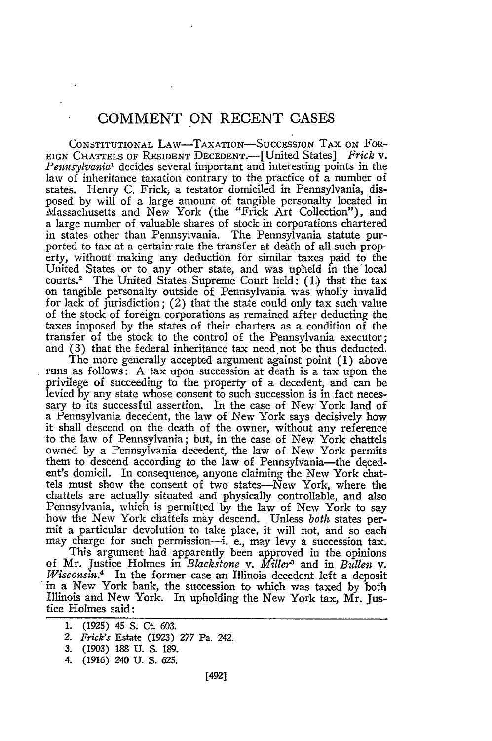# COMMENT ON RECENT CASES

CONSTITUTIONAL LAW—TAXATION—SUCCESSION TAX ON FOREIGN CHATTELS OF RESIDENT DECEDENT.—[United States] *Frick* v. *Pennsylvania*[1] decides several important and interesting points in the law of inheritance taxation contrary to the practice of a number of states. Henry C. Frick, a testator domiciled in Pennsylvania, disposed by will of a large amount of tangible personalty located in Massachusetts and New York (the "Frick Art Collection"), and a large number of valuable shares of stock in corporations chartered in states other than Pennsylvania. The Pennsylvania statute purported to tax at a certain rate the transfer at death of all such property, without making any deduction for similar taxes paid to the United States or to any other state, and was upheld in the local courts.[2] The United States Supreme Court held: (1) that the tax on tangible personalty outside of Pennsylvania was wholly invalid for lack of jurisdiction; (2) that the state could only tax such value of the stock of foreign corporations as remained after deducting the taxes imposed by the states of their charters as a condition of the transfer of the stock to the control of the Pennsylvania executor; and (3) that the federal inheritance tax need not be thus deducted.

The more generally accepted argument against point (1) above runs as follows: A tax upon succession at death is a tax upon the privilege of succeeding to the property of a decedent, and can be levied by any state whose consent to such succession is in fact necessary to its successful assertion. In the case of New York land of a Pennsylvania decedent, the law of New York says decisively how it shall descend on the death of the owner, without any reference to the law of Pennsylvania; but, in the case of New York chattels owned by a Pennsylvania decedent, the law of New York permits them to descend according to the law of Pennsylvania—the decedent's domicil. In consequence, anyone claiming the New York chattels must show the consent of two states—New York, where the chattels are actually situated and physically controllable, and also Pennsylvania, which is permitted by the law of New York to say how the New York chattels may descend. Unless *both* states permit a particular devolution to take place, it will not, and so each may charge for such permission—i. e., may levy a succession tax.

This argument had apparently been approved in the opinions of Mr. Justice Holmes in *Blackstone* v. *Miller*[3] and in *Bullen* v. *Wisconsin*.[4] In the former case an Illinois decedent left a deposit in a New York bank, the succession to which was taxed by both Illinois and New York. In upholding the New York tax, Mr. Justice Holmes said:

---

1. (1925) 45 S. Ct. 603.
2. *Frick's* Estate (1923) 277 Pa. 242.
3. (1903) 188 U. S. 189.
4. (1916) 240 U. S. 625.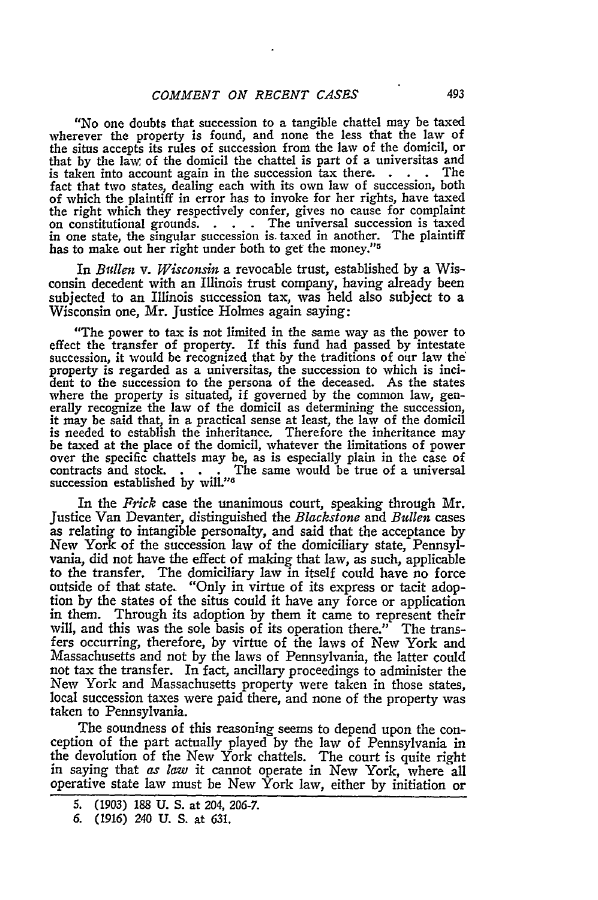"No one doubts that succession to a tangible chattel may be taxed wherever the property is found, and none the less that the law of the situs accepts its rules of succession from the law of the domicil, or that by the law of the domicil the chattel is part of a universitas and is taken into account again in the succession tax there. . . . The fact that two states, dealing each with its own law of succession, both of which the plaintiff in error has to invoke for her rights, have taxed the right which they respectively confer, gives no cause for complaint on constitutional grounds. . . . The universal succession is taxed in one state, the singular succession is taxed in another. The plaintiff has to make out her right under both to get the money."[5]

In *Bullen* v. *Wisconsin* a revocable trust, established by a Wisconsin decedent with an Illinois trust company, having already been subjected to an Illinois succession tax, was held also subject to a Wisconsin one, Mr. Justice Holmes again saying:

"The power to tax is not limited in the same way as the power to effect the transfer of property. If this fund had passed by intestate succession, it would be recognized that by the traditions of our law the property is regarded as a universitas, the succession to which is incident to the succession to the persona of the deceased. As the states where the property is situated, if governed by the common law, generally recognize the law of the domicil as determining the succession, it may be said that, in a practical sense at least, the law of the domicil is needed to establish the inheritance. Therefore the inheritance may be taxed at the place of the domicil, whatever the limitations of power over the specific chattels may be, as is especially plain in the case of contracts and stock. . . . The same would be true of a universal succession established by will."[6]

In the *Frick* case the unanimous court, speaking through Mr. Justice Van Devanter, distinguished the *Blackstone* and *Bullen* cases as relating to intangible personalty, and said that the acceptance by New York of the succession law of the domiciliary state, Pennsylvania, did not have the effect of making that law, as such, applicable to the transfer. The domiciliary law in itself could have no force outside of that state. "Only in virtue of its express or tacit adoption by the states of the situs could it have any force or application in them. Through its adoption by them it came to represent their will, and this was the sole basis of its operation there." The transfers occurring, therefore, by virtue of the laws of New York and Massachusetts and not by the laws of Pennsylvania, the latter could not tax the transfer. In fact, ancillary proceedings to administer the New York and Massachusetts property were taken in those states, local succession taxes were paid there, and none of the property was taken to Pennsylvania.

The soundness of this reasoning seems to depend upon the conception of the part actually played by the law of Pennsylvania in the devolution of the New York chattels. The court is quite right in saying that *as law* it cannot operate in New York, where all operative state law must be New York law, either by initiation or

5. (1903) 188 U. S. at 204, 206-7.

6. (1916) 240 U. S. at 631.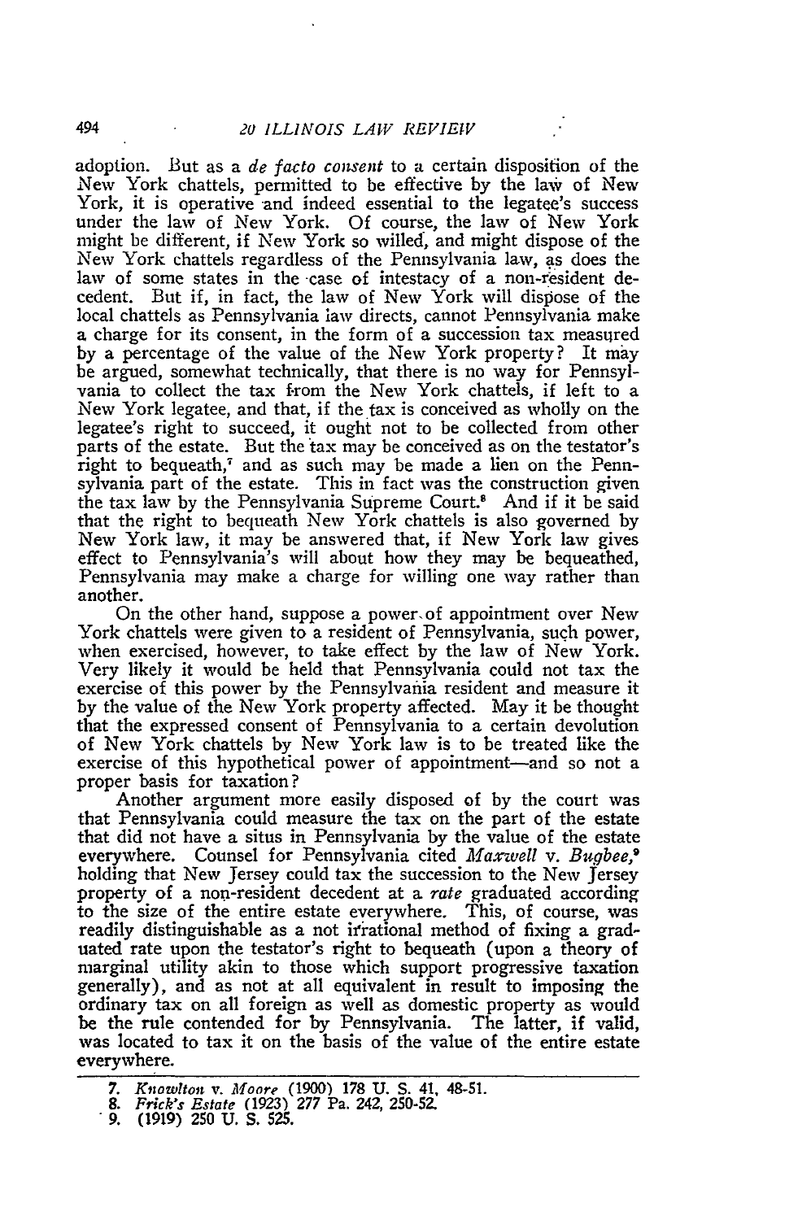adoption. But as a *de facto consent* to a certain disposition of the New York chattels, permitted to be effective by the law of New York, it is operative and indeed essential to the legatee's success under the law of New York. Of course, the law of New York might be different, if New York so willed, and might dispose of the New York chattels regardless of the Pennsylvania law, as does the law of some states in the case of intestacy of a non-resident decedent. But if, in fact, the law of New York will dispose of the local chattels as Pennsylvania law directs, cannot Pennsylvania make a charge for its consent, in the form of a succession tax measured by a percentage of the value of the New York property? It may be argued, somewhat technically, that there is no way for Pennsylvania to collect the tax from the New York chattels, if left to a New York legatee, and that, if the tax is conceived as wholly on the legatee's right to succeed, it ought not to be collected from other parts of the estate. But the tax may be conceived as on the testator's right to bequeath,[7] and as such may be made a lien on the Pennsylvania part of the estate. This in fact was the construction given the tax law by the Pennsylvania Supreme Court.[8] And if it be said that the right to bequeath New York chattels is also governed by New York law, it may be answered that, if New York law gives effect to Pennsylvania's will about how they may be bequeathed, Pennsylvania may make a charge for willing one way rather than another.

On the other hand, suppose a power of appointment over New York chattels were given to a resident of Pennsylvania, such power, when exercised, however, to take effect by the law of New York. Very likely it would be held that Pennsylvania could not tax the exercise of this power by the Pennsylvania resident and measure it by the value of the New York property affected. May it be thought that the expressed consent of Pennsylvania to a certain devolution of New York chattels by New York law is to be treated like the exercise of this hypothetical power of appointment—and so not a proper basis for taxation?

Another argument more easily disposed of by the court was that Pennsylvania could measure the tax on the part of the estate that did not have a situs in Pennsylvania by the value of the estate everywhere. Counsel for Pennsylvania cited *Maxwell* v. *Bugbee*,[9] holding that New Jersey could tax the succession to the New Jersey property of a non-resident decedent at a *rate* graduated according to the size of the entire estate everywhere. This, of course, was readily distinguishable as a not irrational method of fixing a graduated rate upon the testator's right to bequeath (upon a theory of marginal utility akin to those which support progressive taxation generally), and as not at all equivalent in result to imposing the ordinary tax on all foreign as well as domestic property as would be the rule contended for by Pennsylvania. The latter, if valid, was located to tax it on the basis of the value of the entire estate everywhere.

7. *Knowlton* v. *Moore* (1900) 178 U. S. 41, 48-51.

8. *Frick's Estate* (1923) 277 Pa. 242, 250-52.

9. (1919) 250 U. S. 525.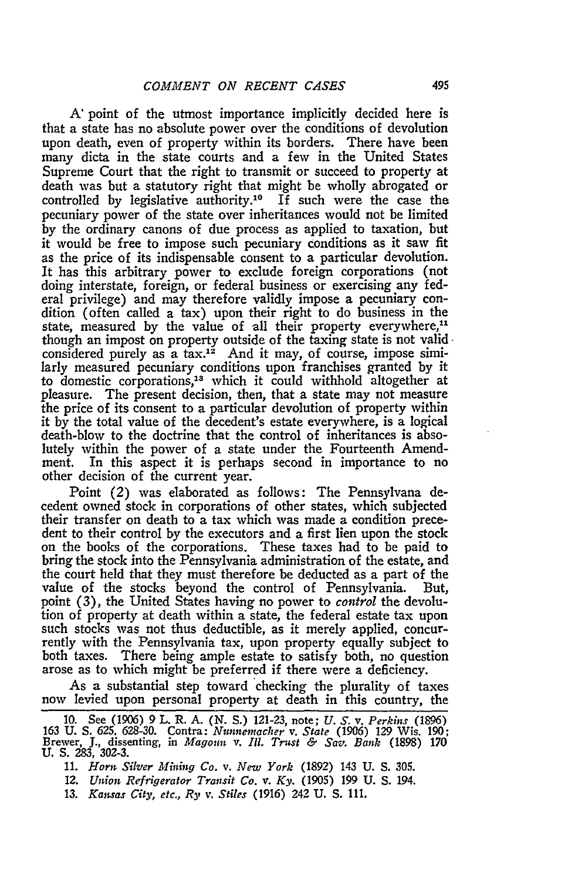A point of the utmost importance implicitly decided here is that a state has no absolute power over the conditions of devolution upon death, even of property within its borders. There have been many dicta in the state courts and a few in the United States Supreme Court that the right to transmit or succeed to property at death was but a statutory right that might be wholly abrogated or controlled by legislative authority.[10] If such were the case the pecuniary power of the state over inheritances would not be limited by the ordinary canons of due process as applied to taxation, but it would be free to impose such pecuniary conditions as it saw fit as the price of its indispensable consent to a particular devolution. It has this arbitrary power to exclude foreign corporations (not doing interstate, foreign, or federal business or exercising any federal privilege) and may therefore validly impose a pecuniary condition (often called a tax) upon their right to do business in the state, measured by the value of all their property everywhere,[11] though an impost on property outside of the taxing state is not valid considered purely as a tax.[12] And it may, of course, impose similarly measured pecuniary conditions upon franchises granted by it to domestic corporations,[13] which it could withhold altogether at pleasure. The present decision, then, that a state may not measure the price of its consent to a particular devolution of property within it by the total value of the decedent's estate everywhere, is a logical death-blow to the doctrine that the control of inheritances is absolutely within the power of a state under the Fourteenth Amendment. In this aspect it is perhaps second in importance to no other decision of the current year.

Point (2) was elaborated as follows: The Pennsylvana decedent owned stock in corporations of other states, which subjected their transfer on death to a tax which was made a condition precedent to their control by the executors and a first lien upon the stock on the books of the corporations. These taxes had to be paid to bring the stock into the Pennsylvania administration of the estate, and the court held that they must therefore be deducted as a part of the value of the stocks beyond the control of Pennsylvania. But, point (3), the United States having no power to *control* the devolution of property at death within a state, the federal estate tax upon such stocks was not thus deductible, as it merely applied, concurrently with the Pennsylvania tax, upon property equally subject to both taxes. There being ample estate to satisfy both, no question arose as to which might be preferred if there were a deficiency.

As a substantial step toward checking the plurality of taxes now levied upon personal property at death in this country, the

---

10. See (1906) 9 L. R. A. (N. S.) 121-23, note; *U. S.* v. *Perkins* (1896) 163 U. S. 625, 628-30. Contra: *Nunnemacher* v. *State* (1906) 129 Wis. 190; Brewer, J., dissenting, in *Magoun* v. *Ill. Trust & Sav. Bank* (1898) 170 U. S. 283, 302-3.

11. *Horn Silver Mining Co.* v. *New York* (1892) 143 U. S. 305.

12. *Union Refrigerator Transit Co.* v. *Ky.* (1905) 199 U. S. 194.

13. *Kansas City, etc., Ry* v. *Stiles* (1916) 242 U. S. 111.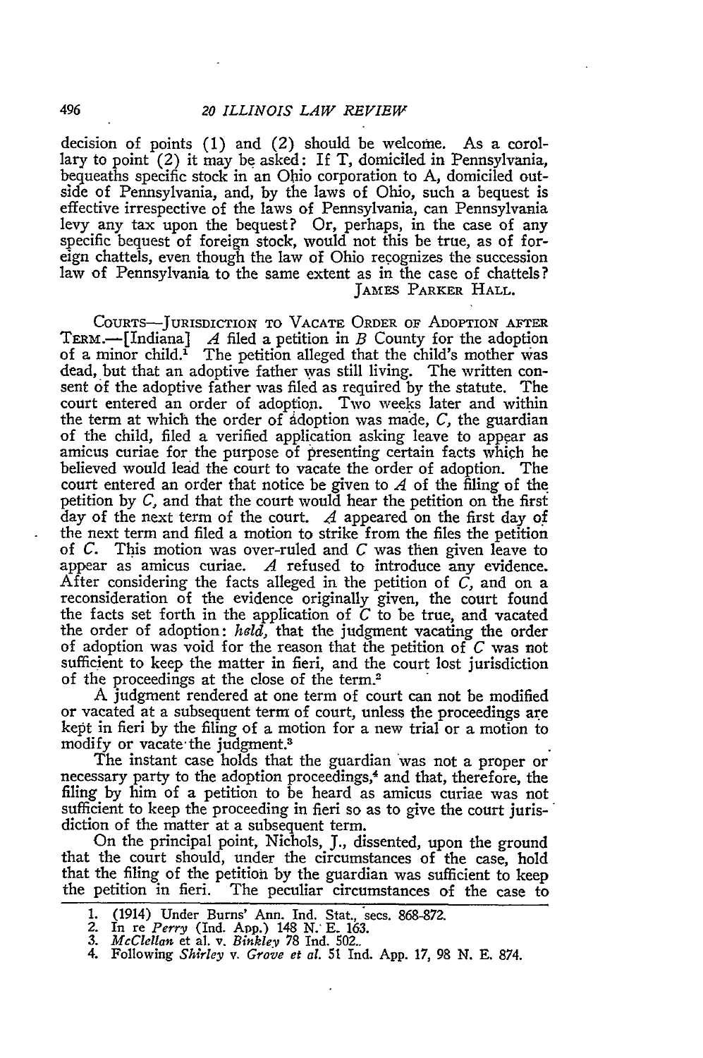decision of points (1) and (2) should be welcome. As a corollary to point (2) it may be asked: If T, domiciled in Pennsylvania, bequeaths specific stock in an Ohio corporation to A, domiciled outside of Pennsylvania, and, by the laws of Ohio, such a bequest is effective irrespective of the laws of Pennsylvania, can Pennsylvania levy any tax upon the bequest? Or, perhaps, in the case of any specific bequest of foreign stock, would not this be true, as of foreign chattels, even though the law of Ohio recognizes the succession law of Pennsylvania to the same extent as in the case of chattels?

JAMES PARKER HALL.

COURTS—JURISDICTION TO VACATE ORDER OF ADOPTION AFTER TERM.—[Indiana] *A* filed a petition in *B* County for the adoption of a minor child.[1] The petition alleged that the child's mother was dead, but that an adoptive father was still living. The written consent of the adoptive father was filed as required by the statute. The court entered an order of adoption. Two weeks later and within the term at which the order of adoption was made, *C*, the guardian of the child, filed a verified application asking leave to appear as amicus curiae for the purpose of presenting certain facts which he believed would lead the court to vacate the order of adoption. The court entered an order that notice be given to *A* of the filing of the petition by *C*, and that the court would hear the petition on the first day of the next term of the court. *A* appeared on the first day of the next term and filed a motion to strike from the files the petition of *C*. This motion was over-ruled and *C* was then given leave to appear as amicus curiae. *A* refused to introduce any evidence. After considering the facts alleged in the petition of *C*, and on a reconsideration of the evidence originally given, the court found the facts set forth in the application of *C* to be true, and vacated the order of adoption: *held*, that the judgment vacating the order of adoption was void for the reason that the petition of *C* was not sufficient to keep the matter in fieri, and the court lost jurisdiction of the proceedings at the close of the term.[2]

A judgment rendered at one term of court can not be modified or vacated at a subsequent term of court, unless the proceedings are kept in fieri by the filing of a motion for a new trial or a motion to modify or vacate the judgment.[3]

The instant case holds that the guardian was not a proper or necessary party to the adoption proceedings,[4] and that, therefore, the filing by him of a petition to be heard as amicus curiae was not sufficient to keep the proceeding in fieri so as to give the court jurisdiction of the matter at a subsequent term.

On the principal point, Nichols, J., dissented, upon the ground that the court should, under the circumstances of the case, hold that the filing of the petition by the guardian was sufficient to keep the petition in fieri. The peculiar circumstances of the case to

1. (1914) Under Burns' Ann. Ind. Stat., secs. 868-872.
2. In re *Perry* (Ind. App.) 148 N. E. 163.
3. *McClellan* et al. v. *Binkley* 78 Ind. 502.
4. Following *Shirley* v. *Grove et al.* 51 Ind. App. 17, 98 N. E. 874.